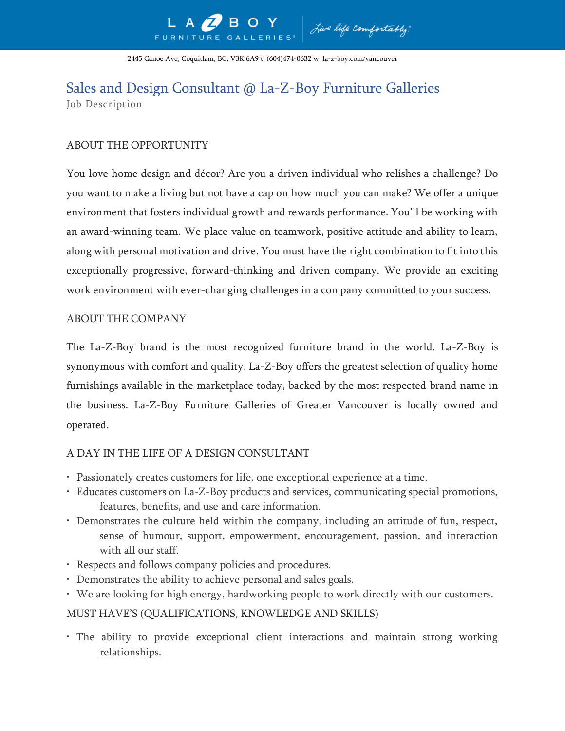2445 Canoe Ave, Coquitlam, BC, V3K 6A9 t. (604)474-0632 w. la-z-boy.com/vancouver

# Sales and Design Consultant @ La-Z-Boy Furniture Galleries

Job Description

## ABOUT THE OPPORTUNITY

You love home design and décor? Are you a driven individual who relishes a challenge? Do you want to make a living but not have a cap on how much you can make? We offer a unique environment that fosters individual growth and rewards performance. You'll be working with an award-winning team. We place value on teamwork, positive attitude and ability to learn, along with personal motivation and drive. You must have the right combination to fit into this exceptionally progressive, forward-thinking and driven company. We provide an exciting work environment with ever-changing challenges in a company committed to your success.

## ABOUT THE COMPANY

The La-Z-Boy brand is the most recognized furniture brand in the world. La-Z-Boy is synonymous with comfort and quality. La-Z-Boy offers the greatest selection of quality home furnishings available in the marketplace today, backed by the most respected brand name in the business. La-Z-Boy Furniture Galleries of Greater Vancouver is locally owned and operated.

## A DAY IN THE LIFE OF A DESIGN CONSULTANT

- Passionately creates customers for life, one exceptional experience at a time.
- Educates customers on La-Z-Boy products and services, communicating special promotions, features, benefits, and use and care information.
- Demonstrates the culture held within the company, including an attitude of fun, respect, sense of humour, support, empowerment, encouragement, passion, and interaction with all our staff.
- Respects and follows company policies and procedures.
- Demonstrates the ability to achieve personal and sales goals.
- We are looking for high energy, hardworking people to work directly with our customers.

## MUST HAVE'S (QUALIFICATIONS, KNOWLEDGE AND SKILLS)

- The ability to provide exceptional client interactions and maintain strong working relationships.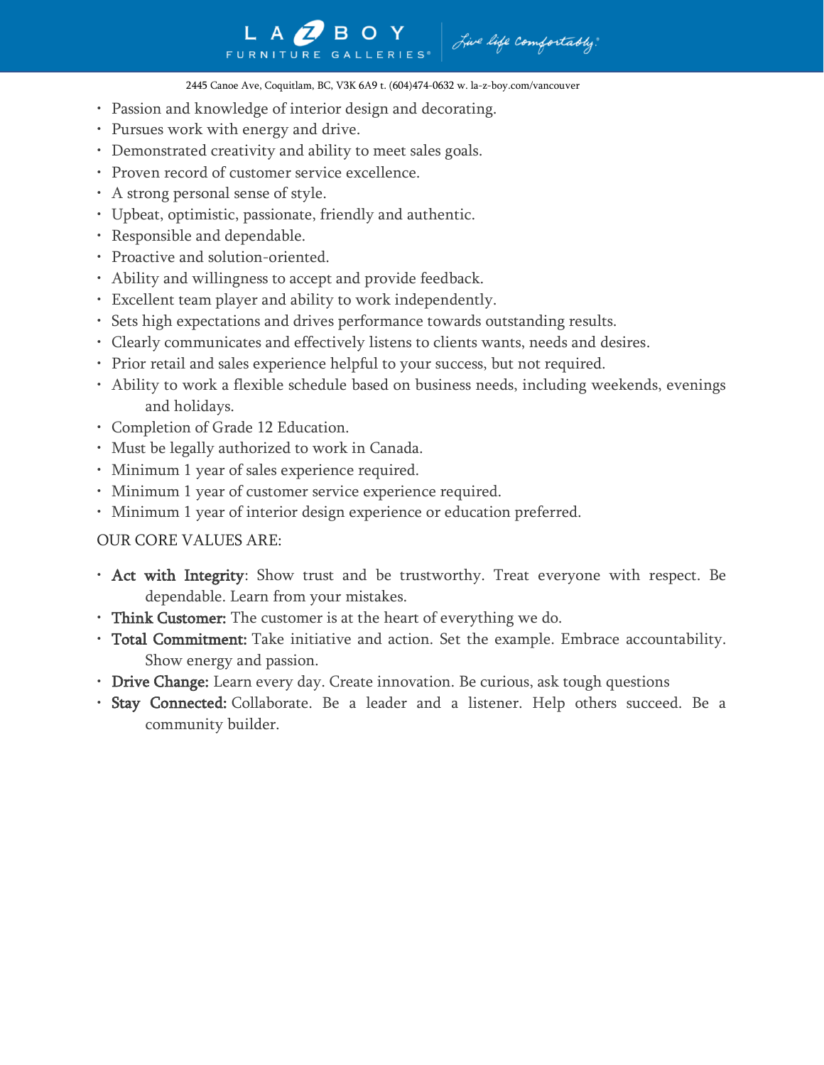- Passion and knowledge of interior design and decorating.
- Pursues work with energy and drive.
- Demonstrated creativity and ability to meet sales goals.
- Proven record of customer service excellence.
- A strong personal sense of style.
- Upbeat, optimistic, passionate, friendly and authentic.
- Responsible and dependable.
- Proactive and solution-oriented.
- Ability and willingness to accept and provide feedback.
- Excellent team player and ability to work independently.
- Sets high expectations and drives performance towards outstanding results.
- Clearly communicates and effectively listens to clients wants, needs and desires.
- Prior retail and sales experience helpful to your success, but not required.
- Ability to work a flexible schedule based on business needs, including weekends, evenings and holidays.
- Completion of Grade 12 Education.
- Must be legally authorized to work in Canada.
- Minimum 1 year of sales experience required.
- Minimum 1 year of customer service experience required.
- Minimum 1 year of interior design experience or education preferred.

OUR CORE VALUES ARE:

- **Act with Integrity**: Show trust and be trustworthy. Treat everyone with respect. Be dependable. Learn from your mistakes.
- **Think Customer:** The customer is at the heart of everything we do.
- **Total Commitment:** Take initiative and action. Set the example. Embrace accountability. Show energy and passion.
- **Drive Change:** Learn every day. Create innovation. Be curious, ask tough questions
- **Stay Connected:** Collaborate. Be a leader and a listener. Help others succeed. Be a community builder.